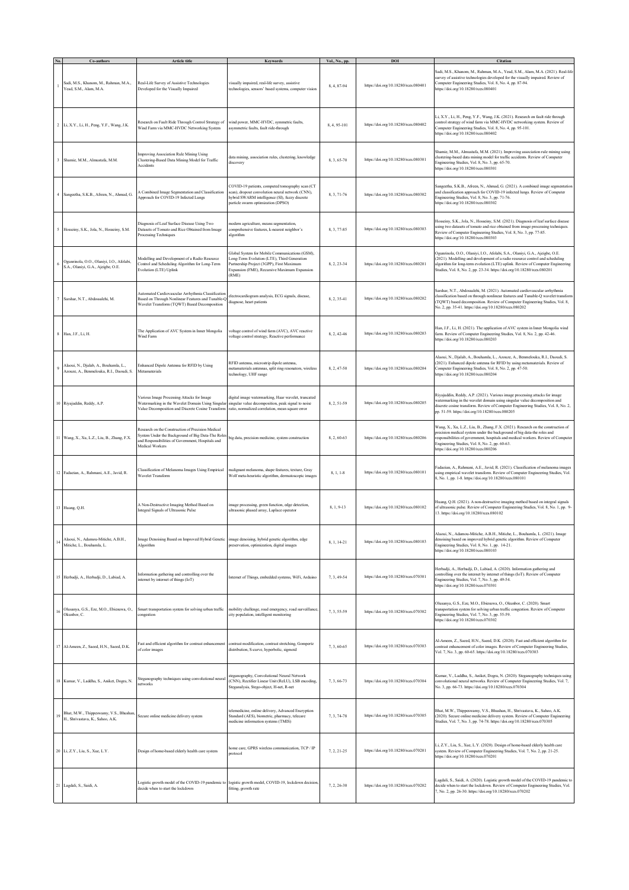| No. | Co-authors | Article title | Keywords | Vol., No., pp. | DOI | Citation |
|---|---|---|---|---|---|---|
| 1 | Sadi, M.S., Khanom, M., Rahman, M.A., Yead, S.M., Alam, M.A. | Real-Life Survey of Assistive Technologies Developed for the Visually Impaired | visually impaired, real-life survey, assistive technologies, sensors' based systems, computer vision | 8, 4, 87-94 | https://doi.org/10.18280/rces.080401 | Sadi, M.S., Khanom, M., Rahman, M.A., Yead, S.M., Alam, M.A. (2021). Real-life survey of assistive technologies developed for the visually impaired. Review of Computer Engineering Studies, Vol. 8, No. 4, pp. 87-94. https://doi.org/10.18280/rces.080401 |
| 2 | Li, X.Y., Li, H., Peng, Y.F., Wang, J.K. | Research on Fault Ride Through Control Strategy of Wind Farm via MMC-HVDC Networking System | wind power, MMC-HVDC, symmetric faults, asymmetric faults, fault ride-through | 8, 4, 95-101 | https://doi.org/10.18280/rces.080402 | Li, X.Y., Li, H., Peng, Y.F., Wang, J.K. (2021). Research on fault ride through control strategy of wind farm via MMC-HVDC networking system. Review of Computer Engineering Studies, Vol. 8, No. 4, pp. 95-101. https://doi.org/10.18280/rces.080402 |
| 3 | Shamie, M.M., Almustafa, M.M. | Improving Association Rule Mining Using Clustering-Based Data Mining Model for Traffic Accidents | data mining, association rules, clustering, knowledge discovery | 8, 3, 65-70 | https://doi.org/10.18280/rces.080301 | Shamie, M.M., Almustafa, M.M. (2021). Improving association rule mining using clustering-based data mining model for traffic accidents. Review of Computer Engineering Studies, Vol. 8, No. 3, pp. 65-70. https://doi.org/10.18280/rces.080301 |
| 4 | Sangeetha, S.K.B., Afreen, N., Ahmad, G. | A Combined Image Segmentation and Classification Approach for COVID-19 Infected Lungs | COVID-19 patients, computed tomography scan (CT scan), dropout convolution neural network (CNN), hybrid SWARM intelligence (SI), fuzzy discrete particle swarm optimization (DPSO) | 8, 3, 71-76 | https://doi.org/10.18280/rces.080302 | Sangeetha, S.K.B., Afreen, N., Ahmad, G. (2021). A combined image segmentation and classification approach for COVID-19 infected lungs. Review of Computer Engineering Studies, Vol. 8, No. 3, pp. 71-76. https://doi.org/10.18280/rces.080302 |
| 5 | Hosseiny, S.K., Jola, N., Hosseiny, S.M. | Diagnosis of Leaf Surface Disease Using Two Datasets of Tomato and Rice Obtained from Image Processing Techniques | modern agriculture, means segmentation, comprehensive features, k-nearest neighbor's algorithm | 8, 3, 77-85 | https://doi.org/10.18280/rces.080303 | Hosseiny, S.K., Jola, N., Hosseiny, S.M. (2021). Diagnosis of leaf surface disease using two datasets of tomato and rice obtained from image processing techniques. Review of Computer Engineering Studies, Vol. 8, No. 3, pp. 77-85. https://doi.org/10.18280/rces.080303 |
| 6 | Ogunrinola, O.O., Olaniyi, I.O., Afolabi, S.A., Olaniyi, G.A., Ajeigbe, O.E. | Modelling and Development of a Radio Resource Control and Scheduling Algorithm for Long-Term Evolution (LTE) Uplink | Global System for Mobile Communications (GSM), Long-Term Evolution (LTE), Third Generation Partnership Project (3GPP), First Maximum Expansion (FME), Recursive Maximum Expansion (RME) | 8, 2, 23-34 | https://doi.org/10.18280/rces.080201 | Ogunrinola, O.O., Olaniyi, I.O., Afolabi, S.A., Olaniyi, G.A., Ajeigbe, O.E. (2021). Modelling and development of a radio resource control and scheduling algorithm for long-term evolution (LTE) uplink. Review of Computer Engineering Studies, Vol. 8, No. 2, pp. 23-34. https://doi.org/10.18280/rces.080201 |
| 7 | Sarshar, N.T., Abdossalehi, M. | Automated Cardiovascular Arrhythmia Classification Based on Through Nonlinear Features and Tunable-Q Wavelet Transform (TQWT) Based Decomposition | electrocardiogram analysis, ECG signals, disease, diagnose, heart patients | 8, 2, 35-41 | https://doi.org/10.18280/rces.080202 | Sarshar, N.T., Abdossalehi, M. (2021). Automated cardiovascular arrhythmia classification based on through nonlinear features and Tunable-Q wavelet transform (TQWT) based decomposition. Review of Computer Engineering Studies, Vol. 8, No. 2, pp. 35-41. https://doi.org/10.18280/rces.080202 |
| 8 | Han, J.F., Li, H. | The Application of AVC System in Inner Mongolia Wind Farm | voltage control of wind farm (AVC), AVC reactive voltage control strategy, Reactive performance | 8, 2, 42-46 | https://doi.org/10.18280/rces.080203 | Han, J.F., Li, H. (2021). The application of AVC system in Inner Mongolia wind farm. Review of Computer Engineering Studies, Vol. 8, No. 2, pp. 42-46. https://doi.org/10.18280/rces.080203 |
| 9 | Alaoui, N., Djalab, A., Bouhamla, L., Azouze, A., Benmelouka, R.I., Daoudi, S. | Enhanced Dipole Antenna for RFID by Using Metamaterials | RFID antenna, microstrip dipole antenna, metamaterials antennas, split ring resonators, wireless technology, UHF range | 8, 2, 47-50 | https://doi.org/10.18280/rces.080204 | Alaoui, N., Djalab, A., Bouhamla, L., Azouze, A., Benmelouka, R.I., Daoudi, S. (2021). Enhanced dipole antenna for RFID by using metamaterials. Review of Computer Engineering Studies, Vol. 8, No. 2, pp. 47-50. https://doi.org/10.18280/rces.080204 |
| 10 | Riyajuddin, Reddy, A.P. | Various Image Processing Attacks for Image Watermarking in the Wavelet Domain Using Singular Value Decomposition and Discrete Cosine Transform | digital image watermarking, Haar wavelet, truncated singular value decomposition, peak signal to noise ratio, normalized correlation, mean square error | 8, 2, 51-59 | https://doi.org/10.18280/rces.080205 | Riyajuddin, Reddy, A.P. (2021). Various image processing attacks for image watermarking in the wavelet domain using singular value decomposition and discrete cosine transform. Review of Computer Engineering Studies, Vol. 8, No. 2, pp. 51-59. https://doi.org/10.18280/rces.080205 |
| 11 | Wang, X., Xu, L.Z., Liu, B., Zhang, F.X. | Research on the Construction of Precision Medical System Under the Background of Big Data-The Roles and Responsibilities of Government, Hospitals and Medical Workers | big data, precision medicine, system construction | 8, 2, 60-63 | https://doi.org/10.18280/rces.080206 | Wang, X., Xu, L.Z., Liu, B., Zhang, F.X. (2021). Research on the construction of precision medical system under the background of big data-the roles and responsibilities of government, hospitals and medical workers. Review of Computer Engineering Studies, Vol. 8, No. 2, pp. 60-63. https://doi.org/10.18280/rces.080206 |
| 12 | Fadaeian, A., Rahmani, A.E., Javid, R. | Classification of Melanoma Images Using Empirical Wavelet Transform | malignant melanoma, shape features, texture, Gray Wolf meta-heuristic algorithm, dermatoscopic images | 8, 1, 1-8 | https://doi.org/10.18280/rces.080101 | Fadaeian, A., Rahmani, A.E., Javid, R. (2021). Classification of melanoma images using empirical wavelet transform. Review of Computer Engineering Studies, Vol. 8, No. 1, pp. 1-8. https://doi.org/10.18280/rces.080101 |
| 13 | Huang, Q.H. | A Non-Destructive Imaging Method Based on Integral Signals of Ultrasonic Pulse | image processing, green function, edge detection, ultrasonic phased array, Laplace operator | 8, 1, 9-13 | https://doi.org/10.18280/rces.080102 | Huang, Q.H. (2021). A non-destructive imaging method based on integral signals of ultrasonic pulse. Review of Computer Engineering Studies, Vol. 8, No. 1, pp. 9-13. https://doi.org/10.18280/rces.080102 |
| 14 | Alaoui, N., Adamou-Mitiche, A.B.H., Mitiche, L., Bouhamla, L. | Image Denoising Based on Improved Hybrid Genetic Algorithm | image denoising, hybrid genetic algorithm, edge preservation, optimization, digital images | 8, 1, 14-21 | https://doi.org/10.18280/rces.080103 | Alaoui, N., Adamou-Mitiche, A.B.H., Mitiche, L., Bouhamla, L. (2021). Image denoising based on improved hybrid genetic algorithm. Review of Computer Engineering Studies, Vol. 8, No. 1, pp. 14-21. https://doi.org/10.18280/rces.080103 |
| 15 | Herbadji, A., Herbadji, D., Labiad, A. | Information gathering and controlling over the internet by internet of things (IoT) | Internet of Things, embedded systems, WiFi, Arduino | 7, 3, 49-54 | https://doi.org/10.18280/rces.070301 | Herbadji, A., Herbadji, D., Labiad, A. (2020). Information gathering and controlling over the internet by internet of things (IoT). Review of Computer Engineering Studies, Vol. 7, No. 3, pp. 49-54. https://doi.org/10.18280/rces.070301 |
| 16 | Olusanya, G.S., Eze, M.O., Ebiesuwa, O., Okunbor, C. | Smart transportation system for solving urban traffic congestion | mobility challenge, road emergency, road surveillance, city population, intelligent monitoring | 7, 3, 55-59 | https://doi.org/10.18280/rces.070302 | Olusanya, G.S., Eze, M.O., Ebiesuwa, O., Okunbor, C. (2020). Smart transportation system for solving urban traffic congestion. Review of Computer Engineering Studies, Vol. 7, No. 3, pp. 55-59. https://doi.org/10.18280/rces.070302 |
| 17 | Al-Ameen, Z., Saeed, H.N., Saeed, D.K. | Fast and efficient algorithm for contrast enhancement of color images | contrast modification, contrast stretching, Gompertz distribution, S-curve, hyperbolic, sigmoid | 7, 3, 60-65 | https://doi.org/10.18280/rces.070303 | Al-Ameen, Z., Saeed, H.N., Saeed, D.K. (2020). Fast and efficient algorithm for contrast enhancement of color images. Review of Computer Engineering Studies, Vol. 7, No. 3, pp. 60-65. https://doi.org/10.18280/rces.070303 |
| 18 | Kumar, V., Laddha, S., Aniket, Dogra, N. | Steganography techniques using convolutional neural networks | steganography, Convolutional Neural Network (CNN), Rectifier Linear Unit (ReLU), LSB encoding, Steganalysis, Stego-object, H-net, R-net | 7, 3, 66-73 | https://doi.org/10.18280/rces.070304 | Kumar, V., Laddha, S., Aniket, Dogra, N. (2020). Steganography techniques using convolutional neural networks. Review of Computer Engineering Studies, Vol. 7, No. 3, pp. 66-73. https://doi.org/10.18280/rces.070304 |
| 19 | Bhat, M.W., Thippeswamy, V.S., Bhushan, H., Shrivastava, K., Sahoo, A.K. | Secure online medicine delivery system | telemedicine, online delivery, Advanced Encryption Standard (AES), biometric, pharmacy, telecare medicine information systems (TMIS) | 7, 3, 74-78 | https://doi.org/10.18280/rces.070305 | Bhat, M.W., Thippeswamy, V.S., Bhushan, H., Shrivastava, K., Sahoo, A.K. (2020). Secure online medicine delivery system. Review of Computer Engineering Studies, Vol. 7, No. 3, pp. 74-78. https://doi.org/10.18280/rces.070305 |
| 20 | Li, Z.Y., Liu, S., Xue, L.Y. | Design of home-based elderly health care system | home care, GPRS wireless communication, TCP / IP protocol | 7, 2, 21-25 | https://doi.org/10.18280/rces.070201 | Li, Z.Y., Liu, S., Xue, L.Y. (2020). Design of home-based elderly health care system. Review of Computer Engineering Studies, Vol. 7, No. 2, pp. 21-25. https://doi.org/10.18280/rces.070201 |
| 21 | Lagdali, S., Saidi, A. | Logistic growth model of the COVID-19 pandemic to decide when to start the lockdown | logistic growth model, COVID-19, lockdown decision, fitting, growth rate | 7, 2, 26-30 | https://doi.org/10.18280/rces.070202 | Lagdali, S., Saidi, A. (2020). Logistic growth model of the COVID-19 pandemic to decide when to start the lockdown. Review of Computer Engineering Studies, Vol. 7, No. 2, pp. 26-30. https://doi.org/10.18280/rces.070202 |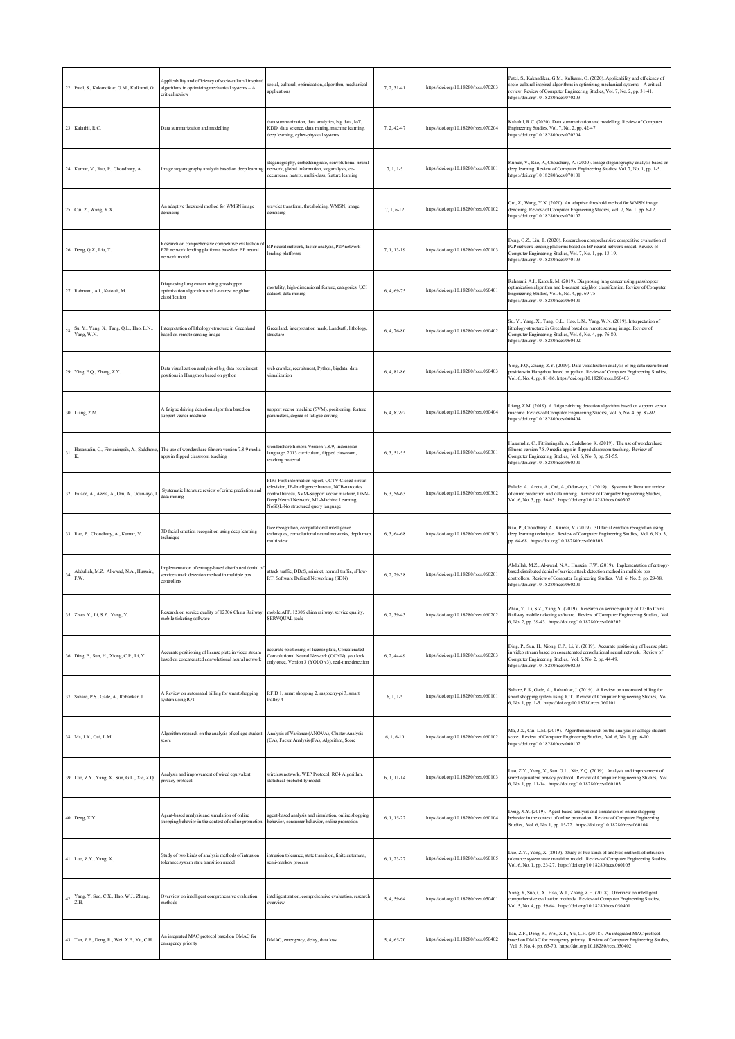| 22 | Patel, S., Kakandikar, G.M., Kulkarni, O. | Applicability and efficiency of socio-cultural inspired algorithms in optimizing mechanical systems – A critical review | social, cultural, optimization, algorithm, mechanical applications | 7, 2, 31-41 | https://doi.org/10.18280/rces.070203 | Patel, S., Kakandikar, G.M., Kulkarni, O. (2020). Applicability and efficiency of socio-cultural inspired algorithms in optimizing mechanical systems – A critical review. Review of Computer Engineering Studies, Vol. 7, No. 2, pp. 31-41. https://doi.org/10.18280/rces.070203 |
|---|---|---|---|---|---|---|
| 23 | Kalathil, R.C. | Data summarization and modelling | data summarization, data analytics, big data, IoT, KDD, data science, data mining, machine learning, deep learning, cyber-physical systems | 7, 2, 42-47 | https://doi.org/10.18280/rces.070204 | Kalathil, R.C. (2020). Data summarization and modelling. Review of Computer Engineering Studies, Vol. 7, No. 2, pp. 42-47. https://doi.org/10.18280/rces.070204 |
| 24 | Kumar, V., Rao, P., Choudhary, A. | Image steganography analysis based on deep learning | steganography, embedding rate, convolutional neural network, global information, steganalysis, co-occurrence matrix, multi-class, feature learning | 7, 1, 1-5 | https://doi.org/10.18280/rces.070101 | Kumar, V., Rao, P., Choudhary, A. (2020). Image steganography analysis based on deep learning. Review of Computer Engineering Studies, Vol. 7, No. 1, pp. 1-5. https://doi.org/10.18280/rces.070101 |
| 25 | Cui, Z., Wang, Y.X. | An adaptive threshold method for WMSN image denoising | wavelet transform, thresholding, WMSN, image denoising | 7, 1, 6-12 | https://doi.org/10.18280/rces.070102 | Cui, Z., Wang, Y.X. (2020). An adaptive threshold method for WMSN image denoising. Review of Computer Engineering Studies, Vol. 7, No. 1, pp. 6-12. https://doi.org/10.18280/rces.070102 |
| 26 | Deng, Q.Z., Liu, T. | Research on comprehensive competitive evaluation of P2P network lending platforms based on BP neural network model | BP neural network, factor analysis, P2P network lending platforms | 7, 1, 13-19 | https://doi.org/10.18280/rces.070103 | Deng, Q.Z., Liu, T. (2020). Research on comprehensive competitive evaluation of P2P network lending platforms based on BP neural network model. Review of Computer Engineering Studies, Vol. 7, No. 1, pp. 13-19. https://doi.org/10.18280/rces.070103 |
| 27 | Rahmani, A.I., Katouli, M. | Diagnosing lung cancer using grasshopper optimization algorithm and k-nearest neighbor classification | mortality, high-dimensional feature, categories, UCI dataset, data mining | 6, 4, 69-75 | https://doi.org/10.18280/rces.060401 | Rahmani, A.I., Katouli, M. (2019). Diagnosing lung cancer using grasshopper optimization algorithm and k-nearest neighbor classification. Review of Computer Engineering Studies, Vol. 6, No. 4, pp. 69-75. https://doi.org/10.18280/rces.060401 |
| 28 | Su, Y., Yang, X., Tang, Q.L., Hao, L.N., Yang, W.N. | Interpretation of lithology-structure in Greenland based on remote sensing image | Greenland, interpretation mark, Landsat8, lithology, structure | 6, 4, 76-80 | https://doi.org/10.18280/rces.060402 | Su, Y., Yang, X., Tang, Q.L., Hao, L.N., Yang, W.N. (2019). Interpretation of lithology-structure in Greenland based on remote sensing image. Review of Computer Engineering Studies, Vol. 6, No. 4, pp. 76-80. https://doi.org/10.18280/rces.060402 |
| 29 | Ying, F.Q., Zhang, Z.Y. | Data visualization analysis of big data recruitment positions in Hangzhou based on python | web crawler, recruitment, Python, bigdata, data visualization | 6, 4, 81-86 | https://doi.org/10.18280/rces.060403 | Ying, F.Q., Zhang, Z.Y. (2019). Data visualization analysis of big data recruitment positions in Hangzhou based on python. Review of Computer Engineering Studies, Vol. 6, No. 4, pp. 81-86. https://doi.org/10.18280/rces.060403 |
| 30 | Liang, Z.M. | A fatigue driving detection algorithm based on support vector machine | support vector machine (SVM), positioning, feature parameters, degree of fatigue driving | 6, 4, 87-92 | https://doi.org/10.18280/rces.060404 | Liang, Z.M. (2019). A fatigue driving detection algorithm based on support vector machine. Review of Computer Engineering Studies, Vol. 6, No. 4, pp. 87-92. https://doi.org/10.18280/rces.060404 |
| 31 | Hasanudin, C., Fitrianingsih, A., Saddhono, K. | The use of wondershare filmora version 7.8.9 media apps in flipped classroom teaching | wondershare filmora Version 7.8.9, Indonesian language, 2013 curriculum, flipped classroom, teaching material | 6, 3, 51-55 | https://doi.org/10.18280/rces.060301 | Hasanudin, C., Fitrianingsih, A., Saddhono, K. (2019). The use of wondershare filmora version 7.8.9 media apps in flipped classroom teaching. Review of Computer Engineering Studies, Vol. 6, No. 3, pp. 51-55. https://doi.org/10.18280/rces.060301 |
| 32 | Falade, A., Azeta, A., Oni, A., Odun-ayo, I. | Systematic literature review of crime prediction and data mining | FIRs-First information report, CCTV-Closed circuit television, IB-Intelligence bureau, NCB-narcotics control bureau, SVM-Support vector machine, DNN-Deep Neural Network, ML-Machine Learning, NoSQL-No structured query language | 6, 3, 56-63 | https://doi.org/10.18280/rces.060302 | Falade, A., Azeta, A., Oni, A., Odun-ayo, I. (2019). Systematic literature review of crime prediction and data mining. Review of Computer Engineering Studies, Vol. 6, No. 3, pp. 56-63. https://doi.org/10.18280/rces.060302 |
| 33 | Rao, P., Choudhary, A., Kumar, V. | 3D facial emotion recognition using deep learning technique | face recognition, computational intelligence techniques, convolutional neural networks, depth map, multi view | 6, 3, 64-68 | https://doi.org/10.18280/rces.060303 | Rao, P., Choudhary, A., Kumar, V. (2019). 3D facial emotion recognition using deep learning technique. Review of Computer Engineering Studies, Vol. 6, No. 3, pp. 64-68. https://doi.org/10.18280/rces.060303 |
| 34 | Abdullah, M.Z., Al-awad, N.A., Hussein, F.W. | Implementation of entropy-based distributed denial of service attack detection method in multiple pox controllers | attack traffic, DDoS, mininet, normal traffic, sFlow-RT, Software Defined Networking (SDN) | 6, 2, 29-38 | https://doi.org/10.18280/rces.060201 | Abdullah, M.Z., Al-awad, N.A., Hussein, F.W. (2019). Implementation of entropy-based distributed denial of service attack detection method in multiple pox controllers. Review of Computer Engineering Studies, Vol. 6, No. 2, pp. 29-38. https://doi.org/10.18280/rces.060201 |
| 35 | Zhao, Y., Li, S.Z., Yang, Y. | Research on service quality of 12306 China Railway mobile ticketing software | mobile APP, 12306 china railway, service quality, SERVQUAL scale | 6, 2, 39-43 | https://doi.org/10.18280/rces.060202 | Zhao, Y., Li, S.Z., Yang, Y. (2019). Research on service quality of 12306 China Railway mobile ticketing software. Review of Computer Engineering Studies, Vol. 6, No. 2, pp. 39-43. https://doi.org/10.18280/rces.060202 |
| 36 | Ding, P., Sun, H., Xiong, C.P., Li, Y. | Accurate positioning of license plate in video stream based on concatenated convolutional neural network | accurate positioning of license plate, Concatenated Convolutional Neural Network (CCNN), you look only once, Version 3 (YOLO v3), real-time detection | 6, 2, 44-49 | https://doi.org/10.18280/rces.060203 | Ding, P., Sun, H., Xiong, C.P., Li, Y. (2019). Accurate positioning of license plate in video stream based on concatenated convolutional neural network. Review of Computer Engineering Studies, Vol. 6, No. 2, pp. 44-49. https://doi.org/10.18280/rces.060203 |
| 37 | Sahare, P.S., Gade, A., Rohankar, J. | A Review on automated billing for smart shopping system using IOT | RFID 1, smart shopping 2, raspberry-pi 3, smart trolley 4 | 6, 1, 1-5 | https://doi.org/10.18280/rces.060101 | Sahare, P.S., Gade, A., Rohankar, J. (2019). A Review on automated billing for smart shopping system using IOT. Review of Computer Engineering Studies, Vol. 6, No. 1, pp. 1-5. https://doi.org/10.18280/rces.060101 |
| 38 | Ma, J.X., Cui, L.M. | Algorithm research on the analysis of college student score | Analysis of Variance (ANOVA), Cluster Analysis (CA), Factor Analysis (FA), Algorithm, Score | 6, 1, 6-10 | https://doi.org/10.18280/rces.060102 | Ma, J.X., Cui, L.M. (2019). Algorithm research on the analysis of college student score. Review of Computer Engineering Studies, Vol. 6, No. 1, pp. 6-10. https://doi.org/10.18280/rces.060102 |
| 39 | Luo, Z.Y., Yang, X., Sun, G.L., Xie, Z.Q. | Analysis and improvement of wired equivalent privacy protocol | wireless network, WEP Protocol, RC4 Algorithm, statistical probability model | 6, 1, 11-14 | https://doi.org/10.18280/rces.060103 | Luo, Z.Y., Yang, X., Sun, G.L., Xie, Z.Q. (2019). Analysis and improvement of wired equivalent privacy protocol. Review of Computer Engineering Studies, Vol. 6, No. 1, pp. 11-14. https://doi.org/10.18280/rces.060103 |
| 40 | Deng, X.Y. | Agent-based analysis and simulation of online shopping behavior in the context of online promotion | agent-based analysis and simulation, online shopping behavior, consumer behavior, online promotion | 6, 1, 15-22 | https://doi.org/10.18280/rces.060104 | Deng, X.Y. (2019). Agent-based analysis and simulation of online shopping behavior in the context of online promotion. Review of Computer Engineering Studies, Vol. 6, No. 1, pp. 15-22. https://doi.org/10.18280/rces.060104 |
| 41 | Luo, Z.Y., Yang, X., | Study of two kinds of analysis methods of intrusion tolerance system state transition model | intrusion tolerance, state transition, finite automata, semi-markov process | 6, 1, 23-27 | https://doi.org/10.18280/rces.060105 | Luo, Z.Y., Yang, X. (2019). Study of two kinds of analysis methods of intrusion tolerance system state transition model. Review of Computer Engineering Studies, Vol. 6, No. 1, pp. 23-27. https://doi.org/10.18280/rces.060105 |
| 42 | Yang, Y, Suo, C.X., Hao, W.J., Zhang, Z.H. | Overview on intelligent comprehensive evaluation methods | intelligentization, comprehensive evaluation, research overview | 5, 4, 59-64 | https://doi.org/10.18280/rces.050401 | Yang, Y, Suo, C.X., Hao, W.J., Zhang, Z.H. (2018). Overview on intelligent comprehensive evaluation methods. Review of Computer Engineering Studies, Vol. 5, No. 4, pp. 59-64. https://doi.org/10.18280/rces.050401 |
| 43 | Tan, Z.F., Deng, R., Wei, X.F., Yu, C.H. | An integrated MAC protocol based on DMAC for emergency priority | DMAC, emergency, delay, data loss | 5, 4, 65-70 | https://doi.org/10.18280/rces.050402 | Tan, Z.F., Deng, R., Wei, X.F., Yu, C.H. (2018). An integrated MAC protocol based on DMAC for emergency priority. Review of Computer Engineering Studies, Vol. 5, No. 4, pp. 65-70. https://doi.org/10.18280/rces.050402 |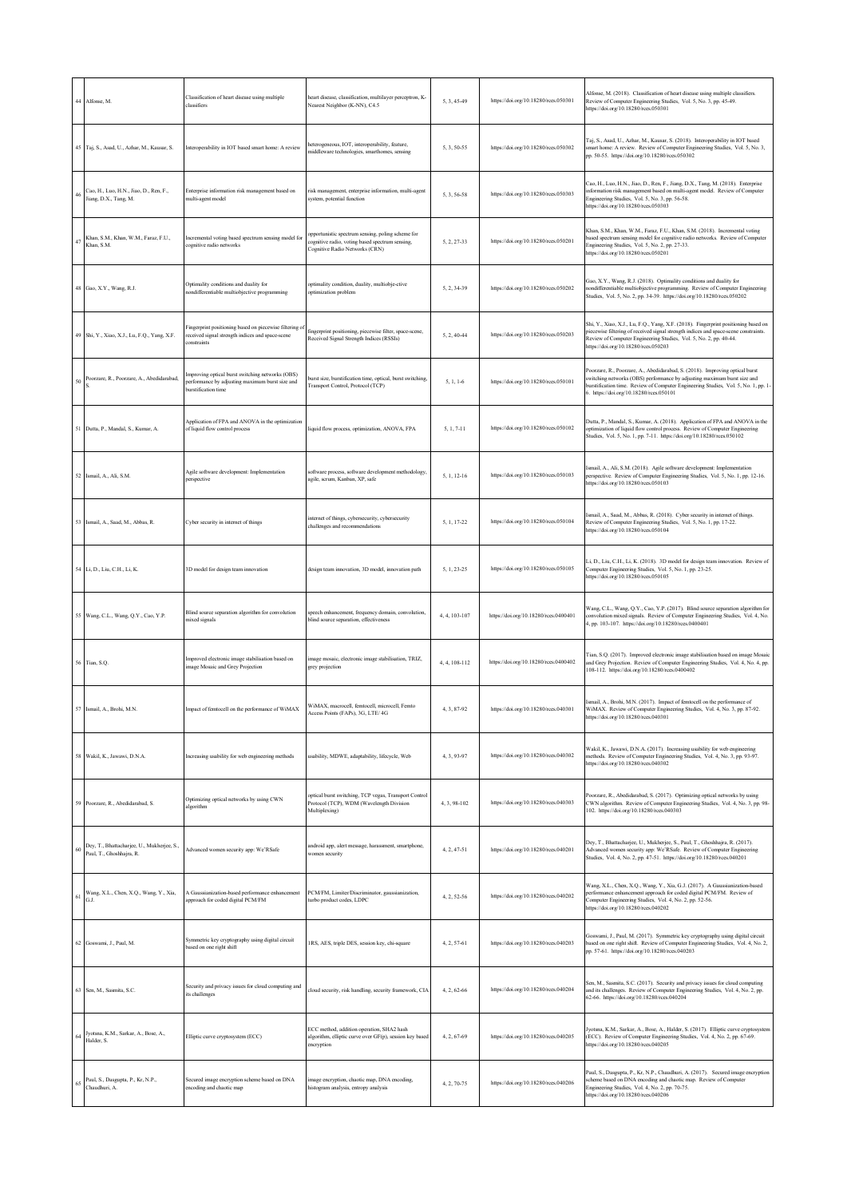| 44 | Alfonse, M. | Classification of heart disease using multiple classifiers | heart disease, classification, multilayer perceptron, K-Nearest Neighbor (K-NN), C4.5 | 5, 3, 45-49 | https://doi.org/10.18280/rces.050301 | Alfonse, M. (2018). Classification of heart disease using multiple classifiers. Review of Computer Engineering Studies, Vol. 5, No. 3, pp. 45-49. https://doi.org/10.18280/rces.050301 |
|---|---|---|---|---|---|---|
| 45 | Taj, S., Asad, U., Azhar, M., Kausar, S. | Interoperability in IOT based smart home: A review | heterogeneous, IOT, interoperability, feature, middleware technologies, smarthomes, sensing | 5, 3, 50-55 | https://doi.org/10.18280/rces.050302 | Taj, S., Asad, U., Azhar, M., Kausar, S. (2018). Interoperability in IOT based smart home: A review. Review of Computer Engineering Studies, Vol. 5, No. 3, pp. 50-55. https://doi.org/10.18280/rces.050302 |
| 46 | Cao, H., Luo, H.N., Jiao, D., Ren, F., Jiang, D.X., Tang, M. | Enterprise information risk management based on multi-agent model | risk management, enterprise information, multi-agent system, potential function | 5, 3, 56-58 | https://doi.org/10.18280/rces.050303 | Cao, H., Luo, H.N., Jiao, D., Ren, F., Jiang, D.X., Tang, M. (2018). Enterprise information risk management based on multi-agent model. Review of Computer Engineering Studies, Vol. 5, No. 3, pp. 56-58. https://doi.org/10.18280/rces.050303 |
| 47 | Khan, S.M., Khan, W.M., Faraz, F.U., Khan, S.M. | Incremental voting based spectrum sensing model for cognitive radio networks | opportunistic spectrum sensing, poling scheme for cognitive radio, voting based spectrum sensing, Cognitive Radio Networks (CRN) | 5, 2, 27-33 | https://doi.org/10.18280/rces.050201 | Khan, S.M., Khan, W.M., Faraz, F.U., Khan, S.M. (2018). Incremental voting based spectrum sensing model for cognitive radio networks. Review of Computer Engineering Studies, Vol. 5, No. 2, pp. 27-33. https://doi.org/10.18280/rces.050201 |
| 48 | Gao, X.Y., Wang, R.J. | Optimality conditions and duality for nondifferentiable multiobjective programming | optimality condition, duality, multiobje-ctive optimization problem | 5, 2, 34-39 | https://doi.org/10.18280/rces.050202 | Gao, X.Y., Wang, R.J. (2018). Optimality conditions and duality for nondifferentiable multiobjective programming. Review of Computer Engineering Studies, Vol. 5, No. 2, pp. 34-39. https://doi.org/10.18280/rces.050202 |
| 49 | Shi, Y., Xiao, X.J., Lu, F.Q., Yang, X.F. | Fingerprint positioning based on piecewise filtering of received signal strength indices and space-scene constraints | fingerprint positioning, piecewise filter, space-scene, Received Signal Strength Indices (RSSIs) | 5, 2, 40-44 | https://doi.org/10.18280/rces.050203 | Shi, Y., Xiao, X.J., Lu, F.Q., Yang, X.F. (2018). Fingerprint positioning based on piecewise filtering of received signal strength indices and space-scene constraints. Review of Computer Engineering Studies, Vol. 5, No. 2, pp. 40-44. https://doi.org/10.18280/rces.050203 |
| 50 | Poorzare, R., Poorzare, A., Abedidarabad, S. | Improving optical burst switching networks (OBS) performance by adjusting maximum burst size and burstification time | burst size, burstification time, optical, burst switching, Transport Control, Protocol (TCP) | 5, 1, 1-6 | https://doi.org/10.18280/rces.050101 | Poorzare, R., Poorzare, A., Abedidarabad, S. (2018). Improving optical burst switching networks (OBS) performance by adjusting maximum burst size and burstification time. Review of Computer Engineering Studies, Vol. 5, No. 1, pp. 1-6. https://doi.org/10.18280/rces.050101 |
| 51 | Dutta, P., Mandal, S., Kumar, A. | Application of FPA and ANOVA in the optimization of liquid flow control process | liquid flow process, optimization, ANOVA, FPA | 5, 1, 7-11 | https://doi.org/10.18280/rces.050102 | Dutta, P., Mandal, S., Kumar, A. (2018). Application of FPA and ANOVA in the optimization of liquid flow control process. Review of Computer Engineering Studies, Vol. 5, No. 1, pp. 7-11. https://doi.org/10.18280/rces.050102 |
| 52 | Ismail, A., Ali, S.M. | Agile software development: Implementation perspective | software process, software development methodology, agile, scrum, Kanban, XP, safe | 5, 1, 12-16 | https://doi.org/10.18280/rces.050103 | Ismail, A., Ali, S.M. (2018). Agile software development: Implementation perspective. Review of Computer Engineering Studies, Vol. 5, No. 1, pp. 12-16. https://doi.org/10.18280/rces.050103 |
| 53 | Ismail, A., Saad, M., Abbas, R. | Cyber security in internet of things | internet of things, cybersecurity, cybersecurity challenges and recommendations | 5, 1, 17-22 | https://doi.org/10.18280/rces.050104 | Ismail, A., Saad, M., Abbas, R. (2018). Cyber security in internet of things. Review of Computer Engineering Studies, Vol. 5, No. 1, pp. 17-22. https://doi.org/10.18280/rces.050104 |
| 54 | Li, D., Liu, C.H., Li, K. | 3D model for design team innovation | design team innovation, 3D model, innovation path | 5, 1, 23-25 | https://doi.org/10.18280/rces.050105 | Li, D., Liu, C.H., Li, K. (2018). 3D model for design team innovation. Review of Computer Engineering Studies, Vol. 5, No. 1, pp. 23-25. https://doi.org/10.18280/rces.050105 |
| 55 | Wang, C.L., Wang, Q.Y., Cao, Y.P. | Blind source separation algorithm for convolution mixed signals | speech enhancement, frequency domain, convolution, blind source separation, effectiveness | 4, 4, 103-107 | https://doi.org/10.18280/rces.0400401 | Wang, C.L., Wang, Q.Y., Cao, Y.P. (2017). Blind source separation algorithm for convolution mixed signals. Review of Computer Engineering Studies, Vol. 4, No. 4, pp. 103-107. https://doi.org/10.18280/rces.0400401 |
| 56 | Tian, S.Q. | Improved electronic image stabilisation based on image Mosaic and Grey Projection | image mosaic, electronic image stabilisation, TRIZ, grey projection | 4, 4, 108-112 | https://doi.org/10.18280/rces.0400402 | Tian, S.Q. (2017). Improved electronic image stabilisation based on image Mosaic and Grey Projection. Review of Computer Engineering Studies, Vol. 4, No. 4, pp. 108-112. https://doi.org/10.18280/rces.0400402 |
| 57 | Ismail, A., Brohi, M.N. | Impact of femtocell on the performance of WiMAX | WiMAX, macrocell, femtocell, microcell, Femto Access Points (FAPs), 3G, LTE/ 4G | 4, 3, 87-92 | https://doi.org/10.18280/rces.040301 | Ismail, A., Brohi, M.N. (2017). Impact of femtocell on the performance of WiMAX. Review of Computer Engineering Studies, Vol. 4, No. 3, pp. 87-92. https://doi.org/10.18280/rces.040301 |
| 58 | Wakil, K., Jawawi, D.N.A. | Increasing usability for web engineering methods | usability, MDWE, adaptability, lifecycle, Web | 4, 3, 93-97 | https://doi.org/10.18280/rces.040302 | Wakil, K., Jawawi, D.N.A. (2017). Increasing usability for web engineering methods. Review of Computer Engineering Studies, Vol. 4, No. 3, pp. 93-97. https://doi.org/10.18280/rces.040302 |
| 59 | Poorzare, R., Abedidarabad, S. | Optimizing optical networks by using CWN algorithm | optical burst switching, TCP vegas, Transport Control Protocol (TCP), WDM (Wavelength Division Multiplexing) | 4, 3, 98-102 | https://doi.org/10.18280/rces.040303 | Poorzare, R., Abedidarabad, S. (2017). Optimizing optical networks by using CWN algorithm. Review of Computer Engineering Studies, Vol. 4, No. 3, pp. 98-102. https://doi.org/10.18280/rces.040303 |
| 60 | Dey, T., Bhattacharjee, U., Mukherjee, S., Paul, T., Ghoshhajra, R. | Advanced women security app: We'RSafe | android app, alert message, harassment, smartphone, women security | 4, 2, 47-51 | https://doi.org/10.18280/rces.040201 | Dey, T., Bhattacharjee, U., Mukherjee, S., Paul, T., Ghoshhajra, R. (2017). Advanced women security app: We'RSafe. Review of Computer Engineering Studies, Vol. 4, No. 2, pp. 47-51. https://doi.org/10.18280/rces.040201 |
| 61 | Wang, X.L., Chen, X.Q., Wang, Y., Xia, G.J. | A Gaussianization-based performance enhancement approach for coded digital PCM/FM | PCM/FM, Limiter/Discriminator, gaussianization, turbo product codes, LDPC | 4, 2, 52-56 | https://doi.org/10.18280/rces.040202 | Wang, X.L., Chen, X.Q., Wang, Y., Xia, G.J. (2017). A Gaussianization-based performance enhancement approach for coded digital PCM/FM. Review of Computer Engineering Studies, Vol. 4, No. 2, pp. 52-56. https://doi.org/10.18280/rces.040202 |
| 62 | Goswami, J., Paul, M. | Symmetric key cryptography using digital circuit based on one right shift | 1RS, AES, triple DES, session key, chi-square | 4, 2, 57-61 | https://doi.org/10.18280/rces.040203 | Goswami, J., Paul, M. (2017). Symmetric key cryptography using digital circuit based on one right shift. Review of Computer Engineering Studies, Vol. 4, No. 2, pp. 57-61. https://doi.org/10.18280/rces.040203 |
| 63 | Sen, M., Sasmita, S.C. | Security and privacy issues for cloud computing and its challenges | cloud security, risk handling, security framework, CIA | 4, 2, 62-66 | https://doi.org/10.18280/rces.040204 | Sen, M., Sasmita, S.C. (2017). Security and privacy issues for cloud computing and its challenges. Review of Computer Engineering Studies, Vol. 4, No. 2, pp. 62-66. https://doi.org/10.18280/rces.040204 |
| 64 | Jyotsna, K.M., Sarkar, A., Bose, A., Halder, S. | Elliptic curve cryptosystem (ECC) | ECC method, addition operation, SHA2 hash algorithm, elliptic curve over GF(p), session key based encryption | 4, 2, 67-69 | https://doi.org/10.18280/rces.040205 | Jyotsna, K.M., Sarkar, A., Bose, A., Halder, S. (2017). Elliptic curve cryptosystem (ECC). Review of Computer Engineering Studies, Vol. 4, No. 2, pp. 67-69. https://doi.org/10.18280/rces.040205 |
| 65 | Paul, S., Dasgupta, P., Kr, N.P., Chaudhuri, A. | Secured image encryption scheme based on DNA encoding and chaotic map | image encryption, chaotic map, DNA encoding, histogram analysis, entropy analysis | 4, 2, 70-75 | https://doi.org/10.18280/rces.040206 | Paul, S., Dasgupta, P., Kr, N.P., Chaudhuri, A. (2017). Secured image encryption scheme based on DNA encoding and chaotic map. Review of Computer Engineering Studies, Vol. 4, No. 2, pp. 70-75. https://doi.org/10.18280/rces.040206 |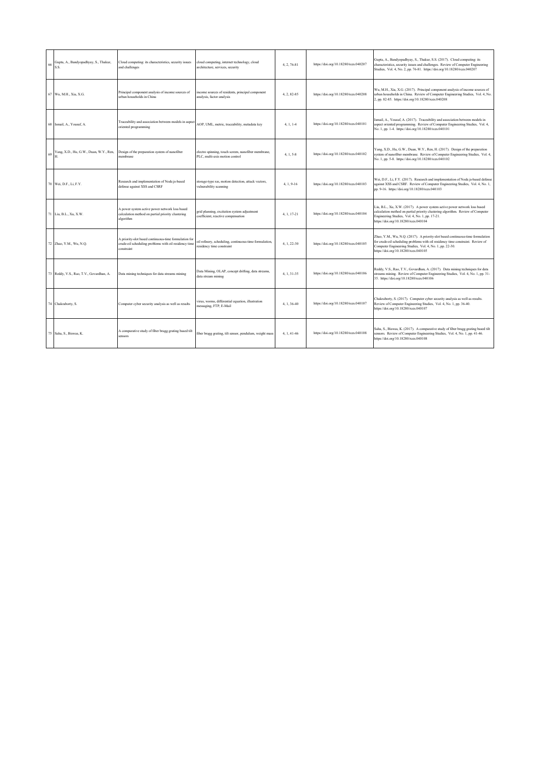| | | | | | | |
|---|---|---|---|---|---|---|
| 66 | Gupta, A., Bandyopadhyay, S., Thakur, S.S. | Cloud computing: its characteristics, security issues and challenges | cloud computing, internet technology, cloud architecture, services, security | 4, 2, 76-81 | https://doi.org/10.18280/rces.040207 | Gupta, A., Bandyopadhyay, S., Thakur, S.S. (2017). Cloud computing: its characteristics, security issues and challenges. Review of Computer Engineering Studies, Vol. 4, No. 2, pp. 76-81. https://doi.org/10.18280/rces.040207 |
| 67 | Wu, M.H., Xia, X.G. | Principal component analysis of income sources of urban households in China | income sources of residents, principal component analysis, factor analysis | 4, 2, 82-85 | https://doi.org/10.18280/rces.040208 | Wu, M.H., Xia, X.G. (2017). Principal component analysis of income sources of urban households in China. Review of Computer Engineering Studies, Vol. 4, No. 2, pp. 82-85. https://doi.org/10.18280/rces.040208 |
| 68 | Ismail, A., Yousuf, A. | Traceability and association between models in aspect oriented programming | AOP, UML, metric, traceability, metadata key | 4, 1, 1-4 | https://doi.org/10.18280/rces.040101 | Ismail, A., Yousuf, A. (2017). Traceability and association between models in aspect oriented programming. Review of Computer Engineering Studies, Vol. 4, No. 1, pp. 1-4. https://doi.org/10.18280/rces.040101 |
| 69 | Yang, X.D., Hu, G.W., Duan, W.Y., Ren, H. | Design of the preparation system of nanofiber membrane | electro spinning, touch screen, nanofiber membrane, PLC, multi-axis motion control | 4, 1, 5-8 | https://doi.org/10.18280/rces.040102 | Yang, X.D., Hu, G.W., Duan, W.Y., Ren, H. (2017). Design of the preparation system of nanofiber membrane. Review of Computer Engineering Studies, Vol. 4, No. 1, pp. 5-8. https://doi.org/10.18280/rces.040102 |
| 70 | Wei, D.F., Li, F.Y. | Research and implementation of Node.js-based defense against XSS and CSRF | storage-type xss, motion detection, attack vectors, vulnerability scanning | 4, 1, 9-16 | https://doi.org/10.18280/rces.040103 | Wei, D.F., Li, F.Y. (2017). Research and implementation of Node.js-based defense against XSS and CSRF. Review of Computer Engineering Studies, Vol. 4, No. 1, pp. 9-16. https://doi.org/10.18280/rces.040103 |
| 71 | Liu, B.L., Xu, X.W. | A power system active power network loss based calculation method on partial priority clustering algorithm | grid planning, excitation system adjustment coefficient, reactive compensation | 4, 1, 17-21 | https://doi.org/10.18280/rces.040104 | Liu, B.L., Xu, X.W. (2017). A power system active power network loss based calculation method on partial priority clustering algorithm. Review of Computer Engineering Studies, Vol. 4, No. 1, pp. 17-21. https://doi.org/10.18280/rces.040104 |
| 72 | Zhao, Y.M., Wu, N.Q. | A priority-slot based continuous-time formulation for crude-oil scheduling problems with oil residency time constraint | oil refinery, scheduling, continuous-time formulation, residency time constraint | 4, 1, 22-30 | https://doi.org/10.18280/rces.040105 | Zhao, Y.M., Wu, N.Q. (2017). A priority-slot based continuous-time formulation for crude-oil scheduling problems with oil residency time constraint. Review of Computer Engineering Studies, Vol. 4, No. 1, pp. 22-30. https://doi.org/10.18280/rces.040105 |
| 73 | Reddy, V.S., Rao, T.V., Govardhan, A. | Data mining techniques for data streams mining | Data Mining, OLAP, concept drifting, data streams, data stream mining | 4, 1, 31-35 | https://doi.org/10.18280/rces.040106 | Reddy, V.S., Rao, T.V., Govardhan, A. (2017). Data mining techniques for data streams mining. Review of Computer Engineering Studies, Vol. 4, No. 1, pp. 31-35. https://doi.org/10.18280/rces.040106 |
| 74 | Chakraborty, S. | Computer cyber security analysis as well as results | virus, worms, differential equation, illustration messaging, FTP, E-Mail | 4, 1, 36-40 | https://doi.org/10.18280/rces.040107 | Chakraborty, S. (2017). Computer cyber security analysis as well as results. Review of Computer Engineering Studies, Vol. 4, No. 1, pp. 36-40. https://doi.org/10.18280/rces.040107 |
| 75 | Saha, S., Biswas, K. | A comparative study of fiber bragg grating based tilt sensors | fiber bragg grating, tilt sensor, pendulum, weight mass | 4, 1, 41-46 | https://doi.org/10.18280/rces.040108 | Saha, S., Biswas, K. (2017). A comparative study of fiber bragg grating based tilt sensors. Review of Computer Engineering Studies, Vol. 4, No. 1, pp. 41-46. https://doi.org/10.18280/rces.040108 |